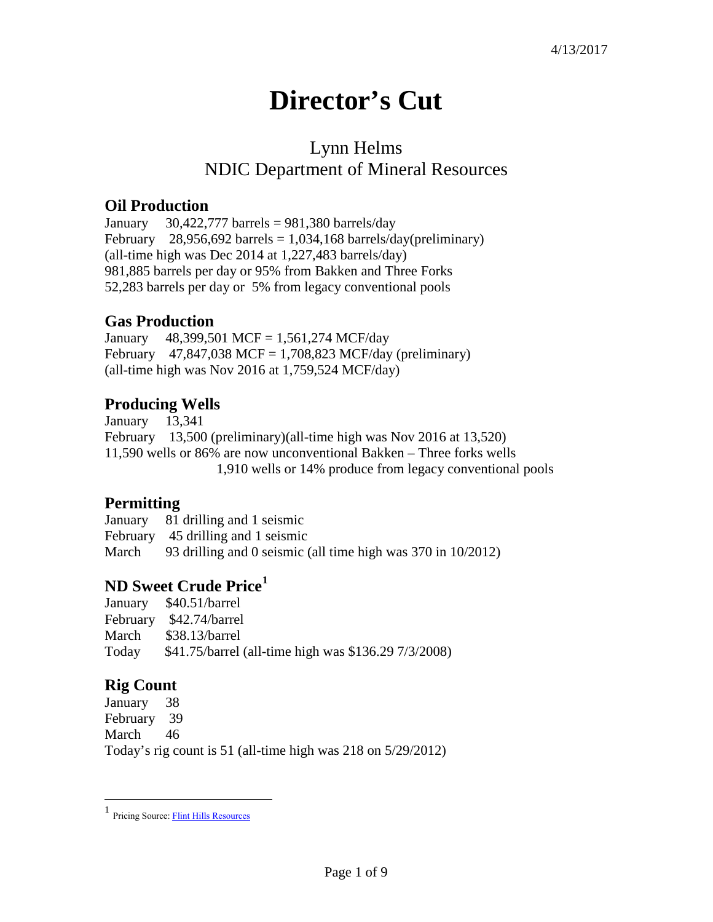4/13/2017

# Director's Cut

Lynn Helms
NDIC Department of Mineral Resources

## Oil Production

January 30,422,777 barrels = 981,380 barrels/day
February 28,956,692 barrels = 1,034,168 barrels/day(preliminary)
(all-time high was Dec 2014 at 1,227,483 barrels/day)
981,885 barrels per day or 95% from Bakken and Three Forks
52,283 barrels per day or 5% from legacy conventional pools

## Gas Production

January 48,399,501 MCF = 1,561,274 MCF/day
February 47,847,038 MCF = 1,708,823 MCF/day (preliminary)
(all-time high was Nov 2016 at 1,759,524 MCF/day)

## Producing Wells

January 13,341
February 13,500 (preliminary)(all-time high was Nov 2016 at 13,520)
11,590 wells or 86% are now unconventional Bakken – Three forks wells
1,910 wells or 14% produce from legacy conventional pools

## Permitting

January 81 drilling and 1 seismic
February 45 drilling and 1 seismic
March 93 drilling and 0 seismic (all time high was 370 in 10/2012)

## ND Sweet Crude Price[1]

January $40.51/barrel
February $42.74/barrel
March $38.13/barrel
Today $41.75/barrel (all-time high was $136.29 7/3/2008)

## Rig Count

January 38
February 39
March 46
Today's rig count is 51 (all-time high was 218 on 5/29/2012)

[1] Pricing Source: Flint Hills Resources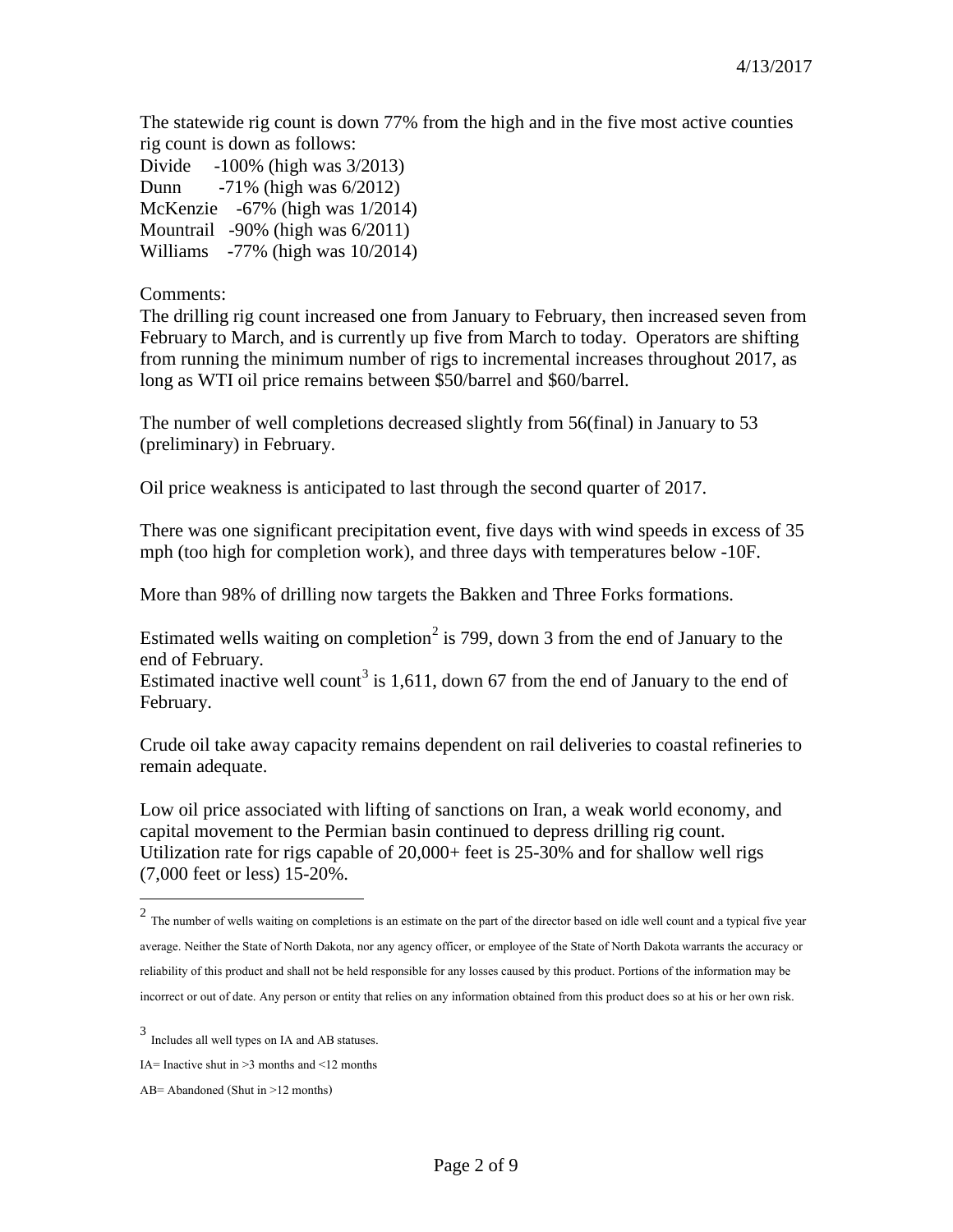The statewide rig count is down 77% from the high and in the five most active counties rig count is down as follows:

Divide -100% (high was 3/2013)
Dunn -71% (high was 6/2012)
McKenzie -67% (high was 1/2014)
Mountrail -90% (high was 6/2011)
Williams -77% (high was 10/2014)

Comments:

The drilling rig count increased one from January to February, then increased seven from February to March, and is currently up five from March to today. Operators are shifting from running the minimum number of rigs to incremental increases throughout 2017, as long as WTI oil price remains between $50/barrel and $60/barrel.

The number of well completions decreased slightly from 56(final) in January to 53 (preliminary) in February.

Oil price weakness is anticipated to last through the second quarter of 2017.

There was one significant precipitation event, five days with wind speeds in excess of 35 mph (too high for completion work), and three days with temperatures below -10F.

More than 98% of drilling now targets the Bakken and Three Forks formations.

Estimated wells waiting on completion[2] is 799, down 3 from the end of January to the end of February.
Estimated inactive well count[3] is 1,611, down 67 from the end of January to the end of February.

Crude oil take away capacity remains dependent on rail deliveries to coastal refineries to remain adequate.

Low oil price associated with lifting of sanctions on Iran, a weak world economy, and capital movement to the Permian basin continued to depress drilling rig count. Utilization rate for rigs capable of 20,000+ feet is 25-30% and for shallow well rigs (7,000 feet or less) 15-20%.

---

[2] The number of wells waiting on completions is an estimate on the part of the director based on idle well count and a typical five year average. Neither the State of North Dakota, nor any agency officer, or employee of the State of North Dakota warrants the accuracy or reliability of this product and shall not be held responsible for any losses caused by this product. Portions of the information may be incorrect or out of date. Any person or entity that relies on any information obtained from this product does so at his or her own risk.

[3] Includes all well types on IA and AB statuses.

IA= Inactive shut in >3 months and <12 months

AB= Abandoned (Shut in >12 months)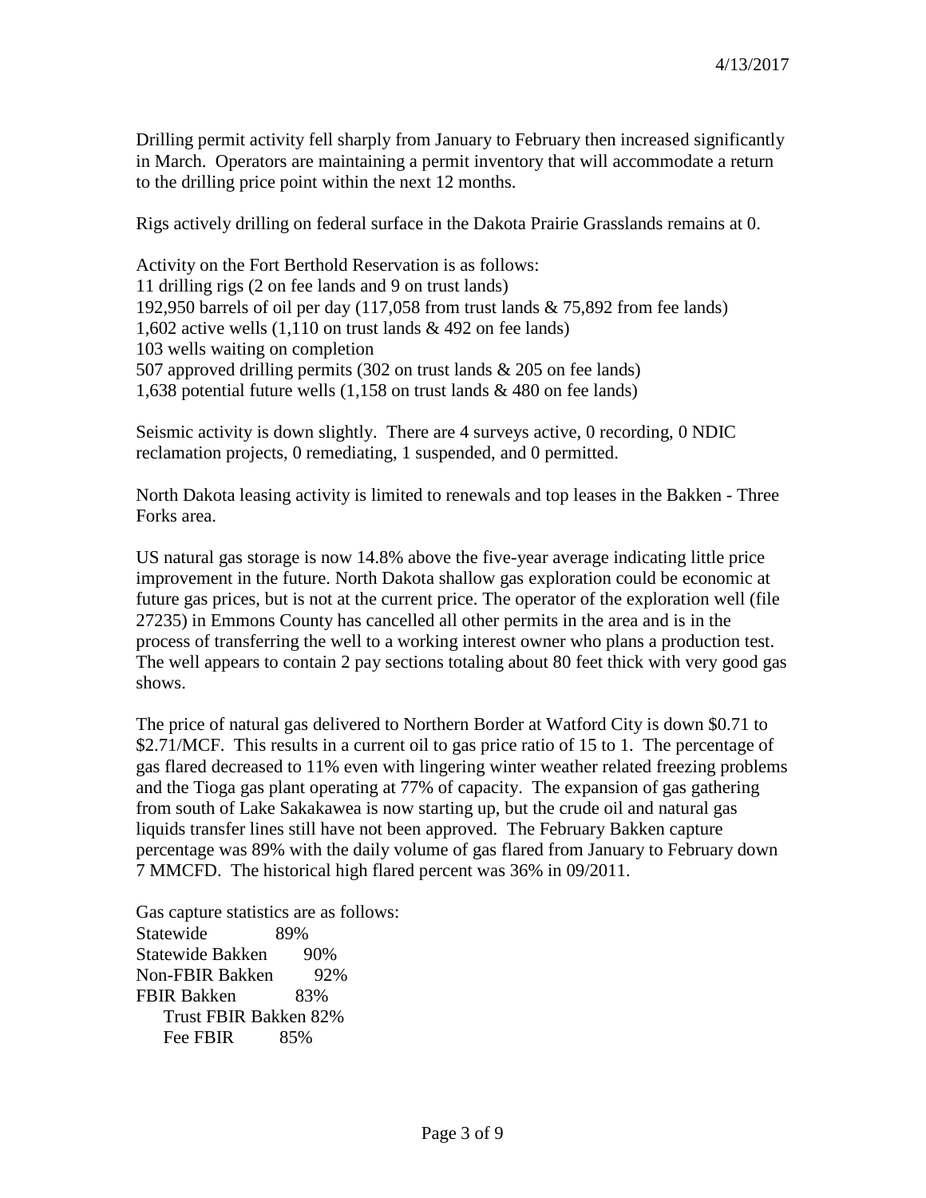4/13/2017

Drilling permit activity fell sharply from January to February then increased significantly in March. Operators are maintaining a permit inventory that will accommodate a return to the drilling price point within the next 12 months.

Rigs actively drilling on federal surface in the Dakota Prairie Grasslands remains at 0.

Activity on the Fort Berthold Reservation is as follows:
11 drilling rigs (2 on fee lands and 9 on trust lands)
192,950 barrels of oil per day (117,058 from trust lands & 75,892 from fee lands)
1,602 active wells (1,110 on trust lands & 492 on fee lands)
103 wells waiting on completion
507 approved drilling permits (302 on trust lands & 205 on fee lands)
1,638 potential future wells (1,158 on trust lands & 480 on fee lands)

Seismic activity is down slightly. There are 4 surveys active, 0 recording, 0 NDIC reclamation projects, 0 remediating, 1 suspended, and 0 permitted.

North Dakota leasing activity is limited to renewals and top leases in the Bakken - Three Forks area.

US natural gas storage is now 14.8% above the five-year average indicating little price improvement in the future. North Dakota shallow gas exploration could be economic at future gas prices, but is not at the current price. The operator of the exploration well (file 27235) in Emmons County has cancelled all other permits in the area and is in the process of transferring the well to a working interest owner who plans a production test. The well appears to contain 2 pay sections totaling about 80 feet thick with very good gas shows.

The price of natural gas delivered to Northern Border at Watford City is down $0.71 to $2.71/MCF. This results in a current oil to gas price ratio of 15 to 1. The percentage of gas flared decreased to 11% even with lingering winter weather related freezing problems and the Tioga gas plant operating at 77% of capacity. The expansion of gas gathering from south of Lake Sakakawea is now starting up, but the crude oil and natural gas liquids transfer lines still have not been approved. The February Bakken capture percentage was 89% with the daily volume of gas flared from January to February down 7 MMCFD. The historical high flared percent was 36% in 09/2011.

Gas capture statistics are as follows:
Statewide 89%
Statewide Bakken 90%
Non-FBIR Bakken 92%
FBIR Bakken 83%
- Trust FBIR Bakken 82%
- Fee FBIR 85%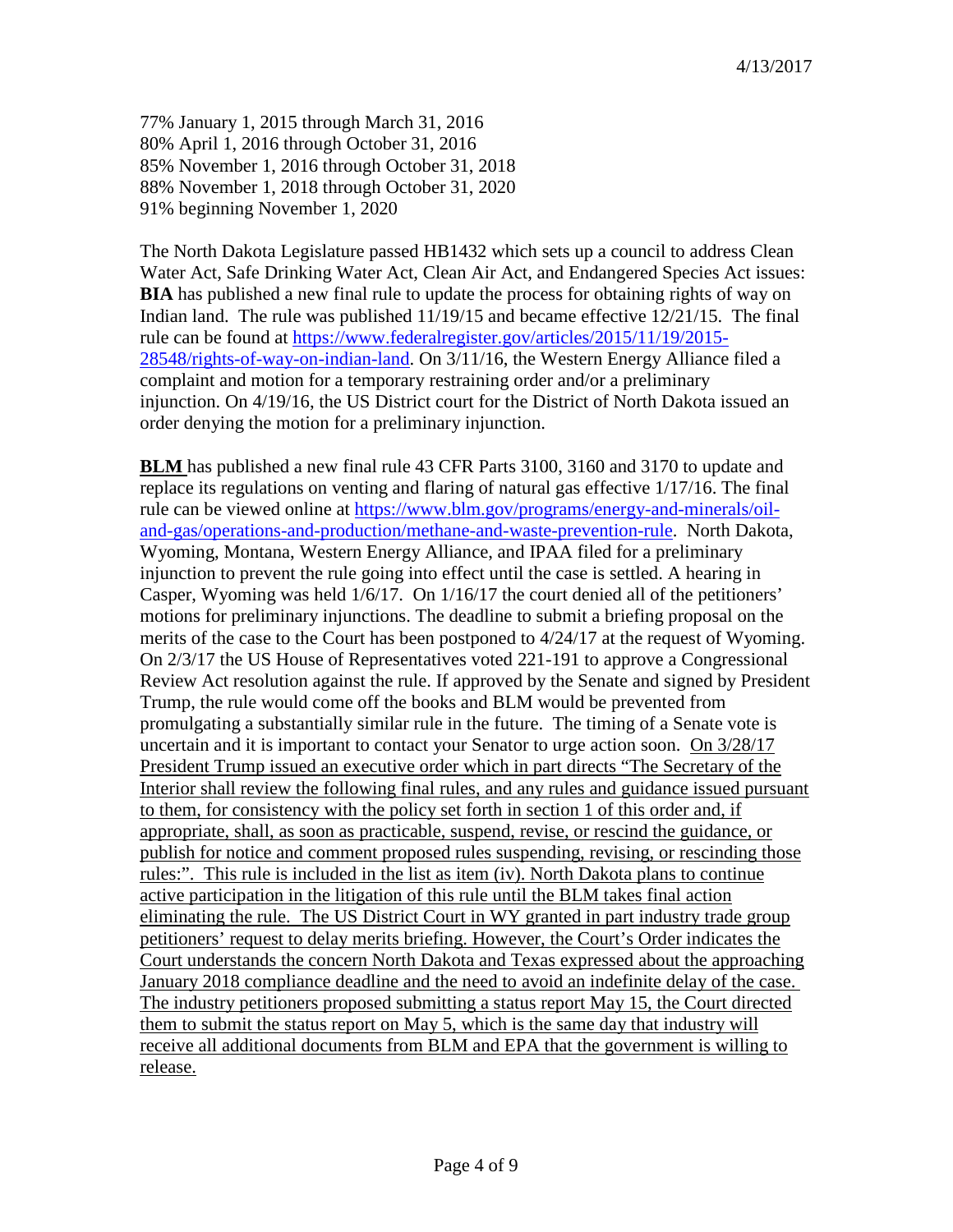77% January 1, 2015 through March 31, 2016
80% April 1, 2016 through October 31, 2016
85% November 1, 2016 through October 31, 2018
88% November 1, 2018 through October 31, 2020
91% beginning November 1, 2020

The North Dakota Legislature passed HB1432 which sets up a council to address Clean Water Act, Safe Drinking Water Act, Clean Air Act, and Endangered Species Act issues:
**BIA** has published a new final rule to update the process for obtaining rights of way on Indian land. The rule was published 11/19/15 and became effective 12/21/15. The final rule can be found at https://www.federalregister.gov/articles/2015/11/19/2015-28548/rights-of-way-on-indian-land. On 3/11/16, the Western Energy Alliance filed a complaint and motion for a temporary restraining order and/or a preliminary injunction. On 4/19/16, the US District court for the District of North Dakota issued an order denying the motion for a preliminary injunction.

**BLM** has published a new final rule 43 CFR Parts 3100, 3160 and 3170 to update and replace its regulations on venting and flaring of natural gas effective 1/17/16. The final rule can be viewed online at https://www.blm.gov/programs/energy-and-minerals/oil-and-gas/operations-and-production/methane-and-waste-prevention-rule. North Dakota, Wyoming, Montana, Western Energy Alliance, and IPAA filed for a preliminary injunction to prevent the rule going into effect until the case is settled. A hearing in Casper, Wyoming was held 1/6/17. On 1/16/17 the court denied all of the petitioners' motions for preliminary injunctions. The deadline to submit a briefing proposal on the merits of the case to the Court has been postponed to 4/24/17 at the request of Wyoming. On 2/3/17 the US House of Representatives voted 221-191 to approve a Congressional Review Act resolution against the rule. If approved by the Senate and signed by President Trump, the rule would come off the books and BLM would be prevented from promulgating a substantially similar rule in the future. The timing of a Senate vote is uncertain and it is important to contact your Senator to urge action soon. <u>On 3/28/17 President Trump issued an executive order which in part directs "The Secretary of the Interior shall review the following final rules, and any rules and guidance issued pursuant to them, for consistency with the policy set forth in section 1 of this order and, if appropriate, shall, as soon as practicable, suspend, revise, or rescind the guidance, or publish for notice and comment proposed rules suspending, revising, or rescinding those rules:". This rule is included in the list as item (iv). North Dakota plans to continue active participation in the litigation of this rule until the BLM takes final action eliminating the rule. The US District Court in WY granted in part industry trade group petitioners' request to delay merits briefing. However, the Court's Order indicates the Court understands the concern North Dakota and Texas expressed about the approaching January 2018 compliance deadline and the need to avoid an indefinite delay of the case. The industry petitioners proposed submitting a status report May 15, the Court directed them to submit the status report on May 5, which is the same day that industry will receive all additional documents from BLM and EPA that the government is willing to release.</u>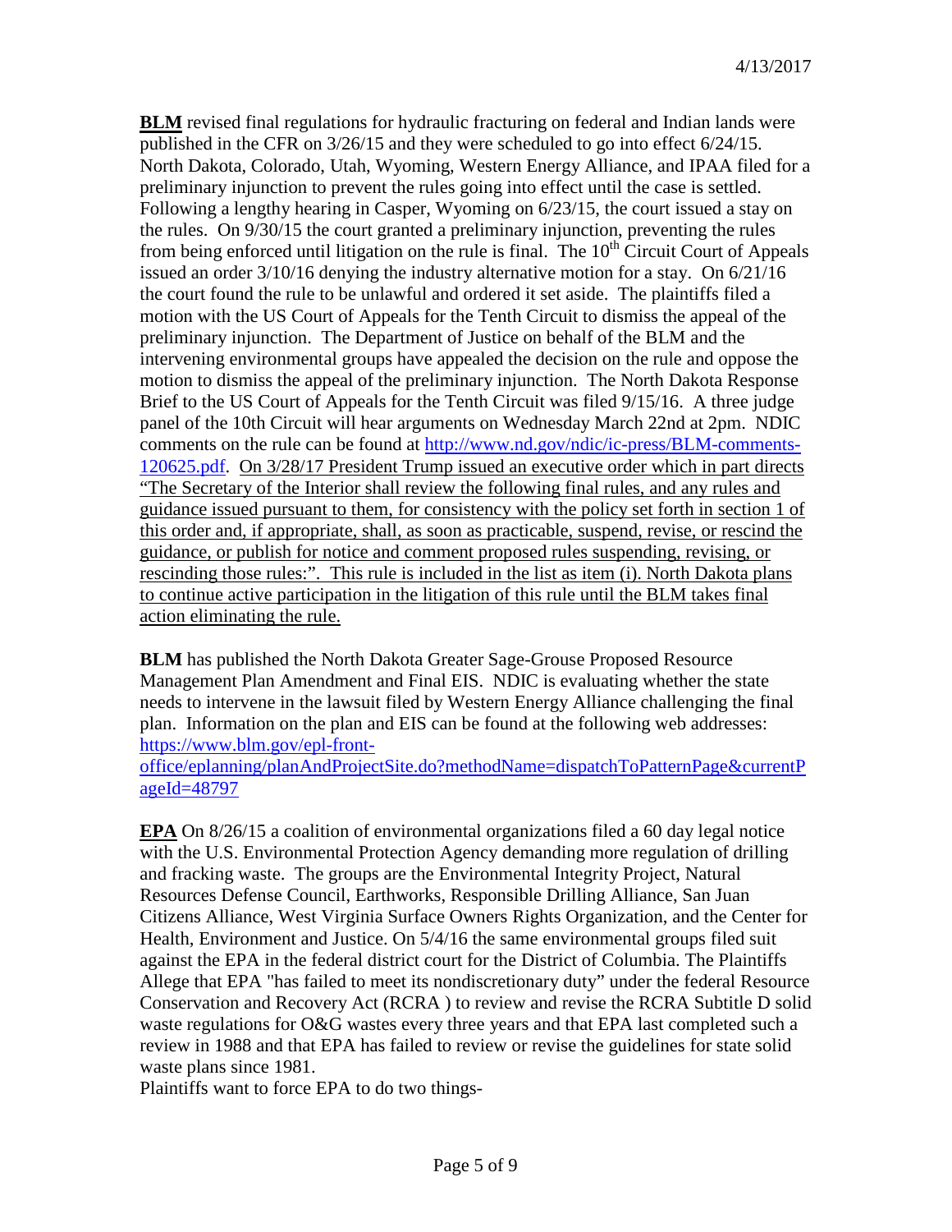**BLM** revised final regulations for hydraulic fracturing on federal and Indian lands were published in the CFR on 3/26/15 and they were scheduled to go into effect 6/24/15. North Dakota, Colorado, Utah, Wyoming, Western Energy Alliance, and IPAA filed for a preliminary injunction to prevent the rules going into effect until the case is settled. Following a lengthy hearing in Casper, Wyoming on 6/23/15, the court issued a stay on the rules. On 9/30/15 the court granted a preliminary injunction, preventing the rules from being enforced until litigation on the rule is final. The 10th Circuit Court of Appeals issued an order 3/10/16 denying the industry alternative motion for a stay. On 6/21/16 the court found the rule to be unlawful and ordered it set aside. The plaintiffs filed a motion with the US Court of Appeals for the Tenth Circuit to dismiss the appeal of the preliminary injunction. The Department of Justice on behalf of the BLM and the intervening environmental groups have appealed the decision on the rule and oppose the motion to dismiss the appeal of the preliminary injunction. The North Dakota Response Brief to the US Court of Appeals for the Tenth Circuit was filed 9/15/16. A three judge panel of the 10th Circuit will hear arguments on Wednesday March 22nd at 2pm. NDIC comments on the rule can be found at http://www.nd.gov/ndic/ic-press/BLM-comments-120625.pdf. On 3/28/17 President Trump issued an executive order which in part directs "The Secretary of the Interior shall review the following final rules, and any rules and guidance issued pursuant to them, for consistency with the policy set forth in section 1 of this order and, if appropriate, shall, as soon as practicable, suspend, revise, or rescind the guidance, or publish for notice and comment proposed rules suspending, revising, or rescinding those rules:". This rule is included in the list as item (i). North Dakota plans to continue active participation in the litigation of this rule until the BLM takes final action eliminating the rule.

**BLM** has published the North Dakota Greater Sage-Grouse Proposed Resource Management Plan Amendment and Final EIS. NDIC is evaluating whether the state needs to intervene in the lawsuit filed by Western Energy Alliance challenging the final plan. Information on the plan and EIS can be found at the following web addresses: https://www.blm.gov/epl-front-office/eplanning/planAndProjectSite.do?methodName=dispatchToPatternPage&currentPageId=48797

**EPA** On 8/26/15 a coalition of environmental organizations filed a 60 day legal notice with the U.S. Environmental Protection Agency demanding more regulation of drilling and fracking waste. The groups are the Environmental Integrity Project, Natural Resources Defense Council, Earthworks, Responsible Drilling Alliance, San Juan Citizens Alliance, West Virginia Surface Owners Rights Organization, and the Center for Health, Environment and Justice. On 5/4/16 the same environmental groups filed suit against the EPA in the federal district court for the District of Columbia. The Plaintiffs Allege that EPA "has failed to meet its nondiscretionary duty" under the federal Resource Conservation and Recovery Act (RCRA ) to review and revise the RCRA Subtitle D solid waste regulations for O&G wastes every three years and that EPA last completed such a review in 1988 and that EPA has failed to review or revise the guidelines for state solid waste plans since 1981.
Plaintiffs want to force EPA to do two things-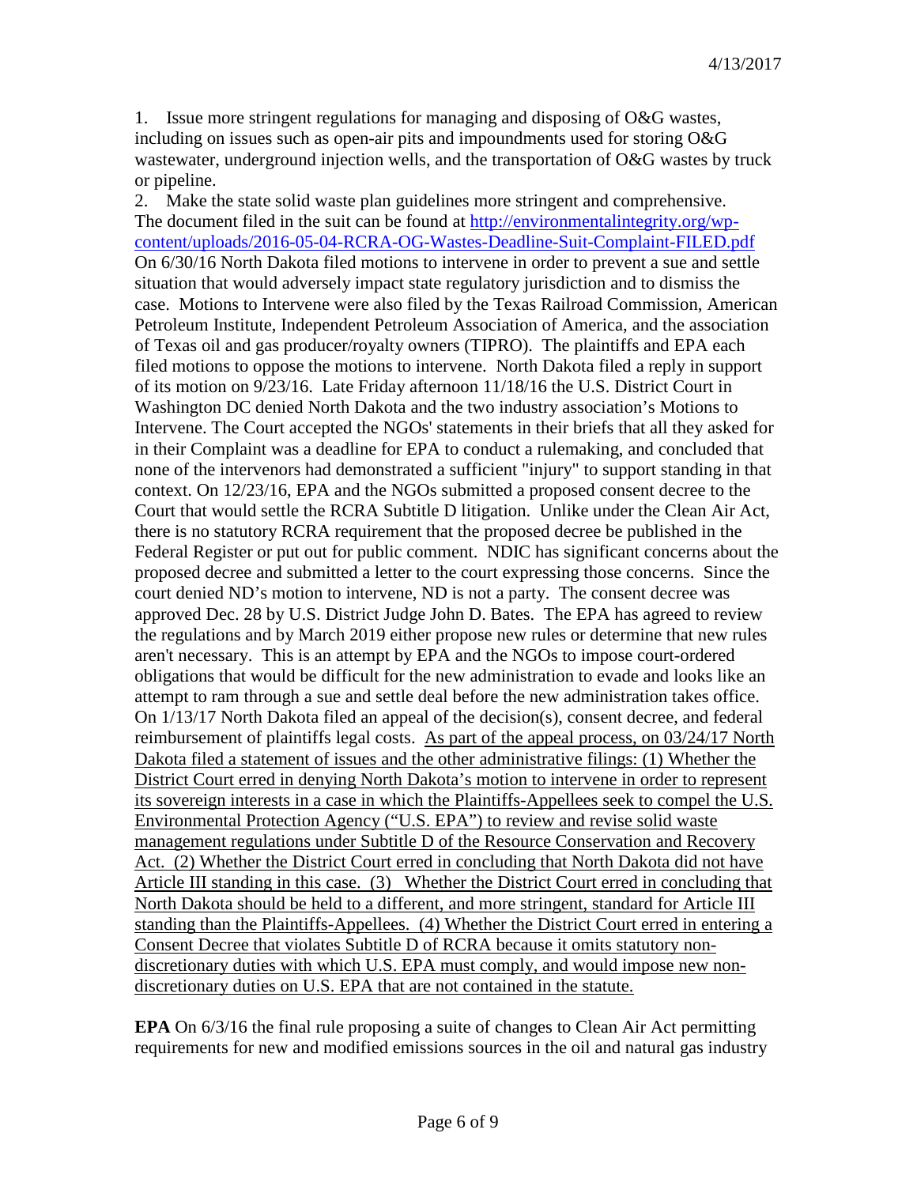1. Issue more stringent regulations for managing and disposing of O&G wastes, including on issues such as open-air pits and impoundments used for storing O&G wastewater, underground injection wells, and the transportation of O&G wastes by truck or pipeline.
2. Make the state solid waste plan guidelines more stringent and comprehensive.

The document filed in the suit can be found at [http://environmentalintegrity.org/wp-content/uploads/2016-05-04-RCRA-OG-Wastes-Deadline-Suit-Complaint-FILED.pdf](http://environmentalintegrity.org/wp-content/uploads/2016-05-04-RCRA-OG-Wastes-Deadline-Suit-Complaint-FILED.pdf) On 6/30/16 North Dakota filed motions to intervene in order to prevent a sue and settle situation that would adversely impact state regulatory jurisdiction and to dismiss the case. Motions to Intervene were also filed by the Texas Railroad Commission, American Petroleum Institute, Independent Petroleum Association of America, and the association of Texas oil and gas producer/royalty owners (TIPRO). The plaintiffs and EPA each filed motions to oppose the motions to intervene. North Dakota filed a reply in support of its motion on 9/23/16. Late Friday afternoon 11/18/16 the U.S. District Court in Washington DC denied North Dakota and the two industry association's Motions to Intervene. The Court accepted the NGOs' statements in their briefs that all they asked for in their Complaint was a deadline for EPA to conduct a rulemaking, and concluded that none of the intervenors had demonstrated a sufficient "injury" to support standing in that context. On 12/23/16, EPA and the NGOs submitted a proposed consent decree to the Court that would settle the RCRA Subtitle D litigation. Unlike under the Clean Air Act, there is no statutory RCRA requirement that the proposed decree be published in the Federal Register or put out for public comment. NDIC has significant concerns about the proposed decree and submitted a letter to the court expressing those concerns. Since the court denied ND's motion to intervene, ND is not a party. The consent decree was approved Dec. 28 by U.S. District Judge John D. Bates. The EPA has agreed to review the regulations and by March 2019 either propose new rules or determine that new rules aren't necessary. This is an attempt by EPA and the NGOs to impose court-ordered obligations that would be difficult for the new administration to evade and looks like an attempt to ram through a sue and settle deal before the new administration takes office. On 1/13/17 North Dakota filed an appeal of the decision(s), consent decree, and federal reimbursement of plaintiffs legal costs. <u>As part of the appeal process, on 03/24/17 North Dakota filed a statement of issues and the other administrative filings: (1) Whether the District Court erred in denying North Dakota's motion to intervene in order to represent its sovereign interests in a case in which the Plaintiffs-Appellees seek to compel the U.S. Environmental Protection Agency ("U.S. EPA") to review and revise solid waste management regulations under Subtitle D of the Resource Conservation and Recovery Act. (2) Whether the District Court erred in concluding that North Dakota did not have Article III standing in this case. (3) Whether the District Court erred in concluding that North Dakota should be held to a different, and more stringent, standard for Article III standing than the Plaintiffs-Appellees. (4) Whether the District Court erred in entering a Consent Decree that violates Subtitle D of RCRA because it omits statutory non-discretionary duties with which U.S. EPA must comply, and would impose new non-discretionary duties on U.S. EPA that are not contained in the statute.</u>

**EPA** On 6/3/16 the final rule proposing a suite of changes to Clean Air Act permitting requirements for new and modified emissions sources in the oil and natural gas industry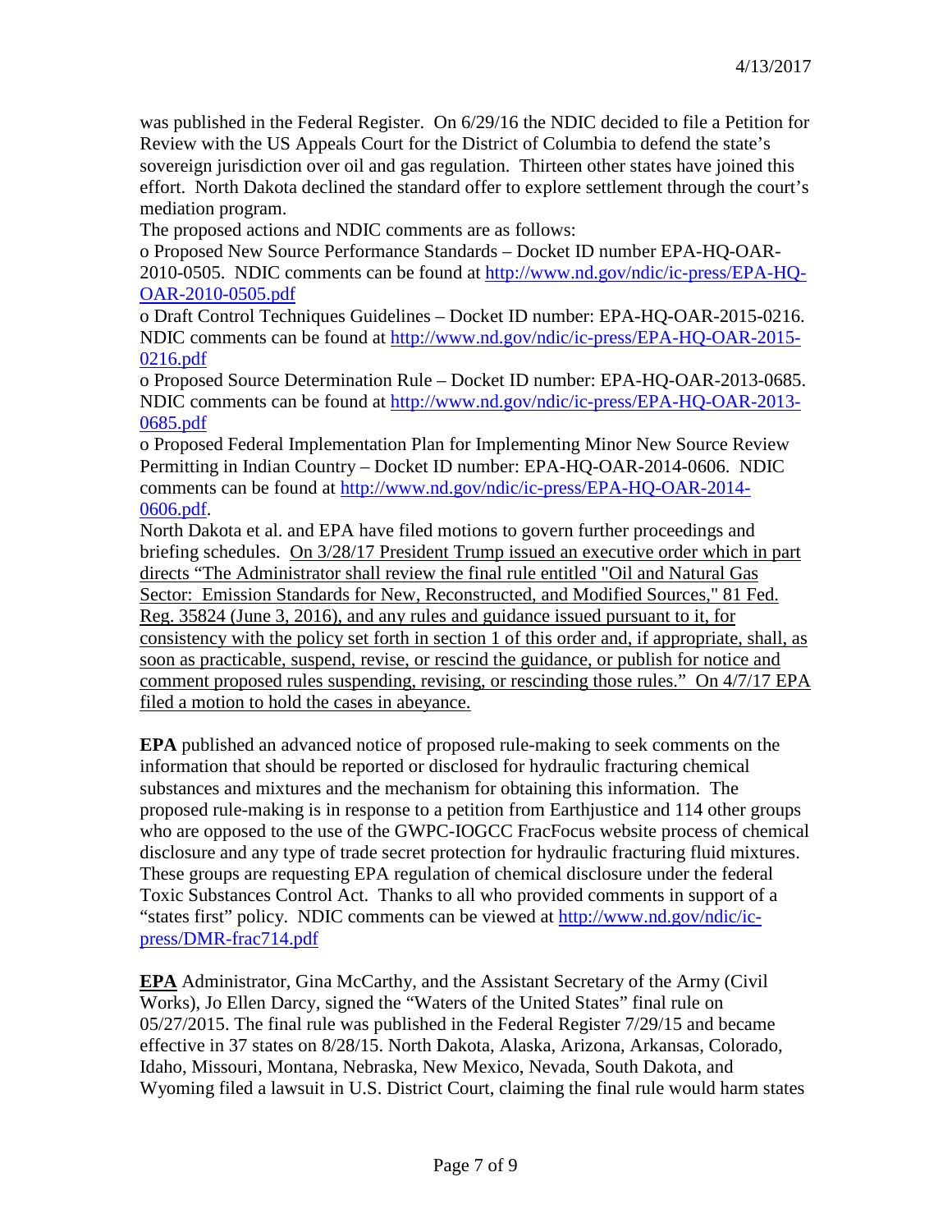was published in the Federal Register. On 6/29/16 the NDIC decided to file a Petition for Review with the US Appeals Court for the District of Columbia to defend the state's sovereign jurisdiction over oil and gas regulation. Thirteen other states have joined this effort. North Dakota declined the standard offer to explore settlement through the court's mediation program.

The proposed actions and NDIC comments are as follows:

o Proposed New Source Performance Standards – Docket ID number EPA-HQ-OAR-2010-0505. NDIC comments can be found at [http://www.nd.gov/ndic/ic-press/EPA-HQ-OAR-2010-0505.pdf](http://www.nd.gov/ndic/ic-press/EPA-HQ-OAR-2010-0505.pdf)

o Draft Control Techniques Guidelines – Docket ID number: EPA-HQ-OAR-2015-0216. NDIC comments can be found at [http://www.nd.gov/ndic/ic-press/EPA-HQ-OAR-2015-0216.pdf](http://www.nd.gov/ndic/ic-press/EPA-HQ-OAR-2015-0216.pdf)

o Proposed Source Determination Rule – Docket ID number: EPA-HQ-OAR-2013-0685. NDIC comments can be found at [http://www.nd.gov/ndic/ic-press/EPA-HQ-OAR-2013-0685.pdf](http://www.nd.gov/ndic/ic-press/EPA-HQ-OAR-2013-0685.pdf)

o Proposed Federal Implementation Plan for Implementing Minor New Source Review Permitting in Indian Country – Docket ID number: EPA-HQ-OAR-2014-0606. NDIC comments can be found at [http://www.nd.gov/ndic/ic-press/EPA-HQ-OAR-2014-0606.pdf](http://www.nd.gov/ndic/ic-press/EPA-HQ-OAR-2014-0606.pdf).

North Dakota et al. and EPA have filed motions to govern further proceedings and briefing schedules. <u>On 3/28/17 President Trump issued an executive order which in part directs "The Administrator shall review the final rule entitled "Oil and Natural Gas Sector: Emission Standards for New, Reconstructed, and Modified Sources," 81 Fed. Reg. 35824 (June 3, 2016), and any rules and guidance issued pursuant to it, for consistency with the policy set forth in section 1 of this order and, if appropriate, shall, as soon as practicable, suspend, revise, or rescind the guidance, or publish for notice and comment proposed rules suspending, revising, or rescinding those rules." On 4/7/17 EPA filed a motion to hold the cases in abeyance.</u>

**EPA** published an advanced notice of proposed rule-making to seek comments on the information that should be reported or disclosed for hydraulic fracturing chemical substances and mixtures and the mechanism for obtaining this information. The proposed rule-making is in response to a petition from Earthjustice and 114 other groups who are opposed to the use of the GWPC-IOGCC FracFocus website process of chemical disclosure and any type of trade secret protection for hydraulic fracturing fluid mixtures. These groups are requesting EPA regulation of chemical disclosure under the federal Toxic Substances Control Act. Thanks to all who provided comments in support of a "states first" policy. NDIC comments can be viewed at [http://www.nd.gov/ndic/ic-press/DMR-frac714.pdf](http://www.nd.gov/ndic/ic-press/DMR-frac714.pdf)

**<u>EPA</u>** Administrator, Gina McCarthy, and the Assistant Secretary of the Army (Civil Works), Jo Ellen Darcy, signed the "Waters of the United States" final rule on 05/27/2015. The final rule was published in the Federal Register 7/29/15 and became effective in 37 states on 8/28/15. North Dakota, Alaska, Arizona, Arkansas, Colorado, Idaho, Missouri, Montana, Nebraska, New Mexico, Nevada, South Dakota, and Wyoming filed a lawsuit in U.S. District Court, claiming the final rule would harm states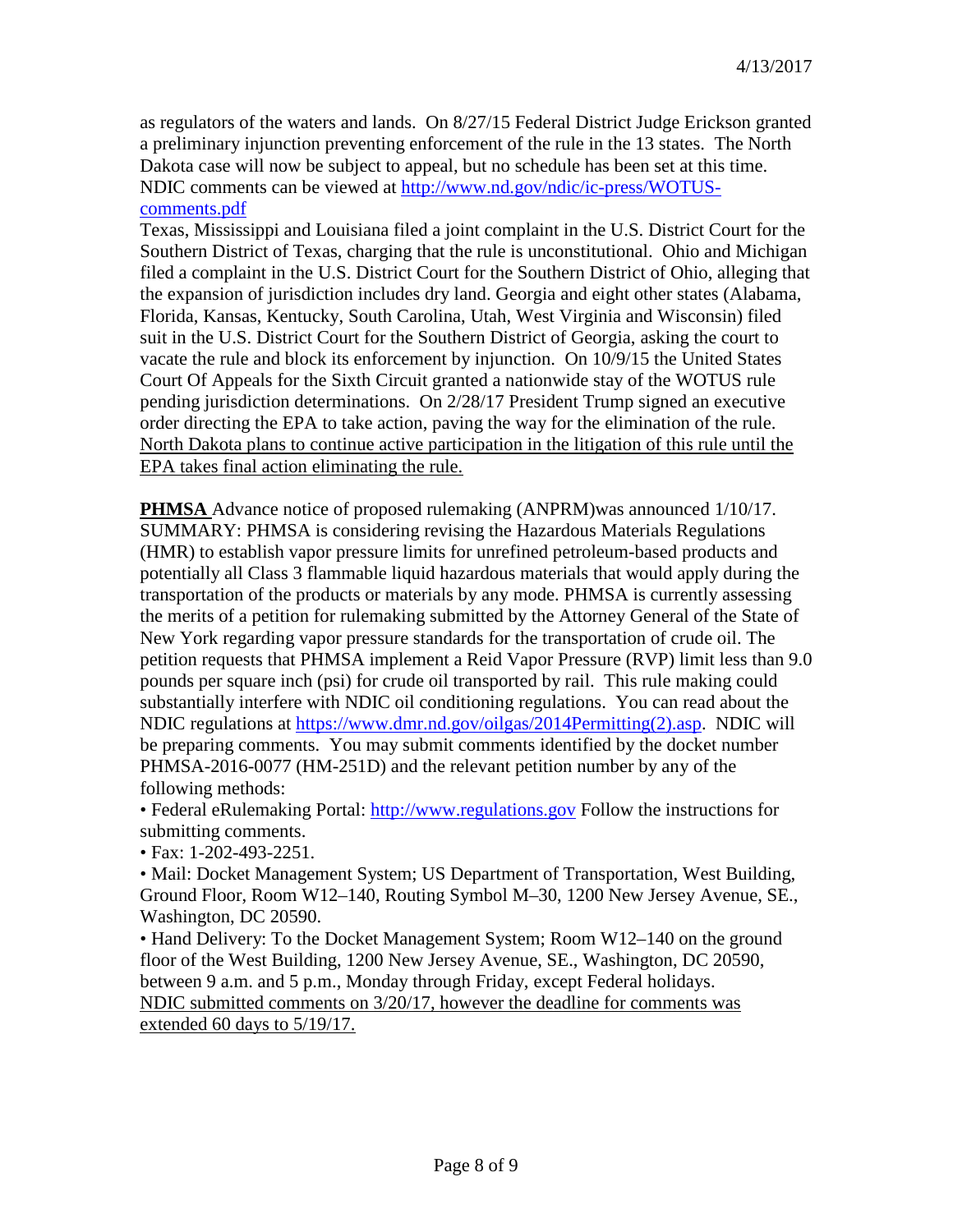as regulators of the waters and lands. On 8/27/15 Federal District Judge Erickson granted a preliminary injunction preventing enforcement of the rule in the 13 states. The North Dakota case will now be subject to appeal, but no schedule has been set at this time. NDIC comments can be viewed at http://www.nd.gov/ndic/ic-press/WOTUS-comments.pdf

Texas, Mississippi and Louisiana filed a joint complaint in the U.S. District Court for the Southern District of Texas, charging that the rule is unconstitutional. Ohio and Michigan filed a complaint in the U.S. District Court for the Southern District of Ohio, alleging that the expansion of jurisdiction includes dry land. Georgia and eight other states (Alabama, Florida, Kansas, Kentucky, South Carolina, Utah, West Virginia and Wisconsin) filed suit in the U.S. District Court for the Southern District of Georgia, asking the court to vacate the rule and block its enforcement by injunction. On 10/9/15 the United States Court Of Appeals for the Sixth Circuit granted a nationwide stay of the WOTUS rule pending jurisdiction determinations. On 2/28/17 President Trump signed an executive order directing the EPA to take action, paving the way for the elimination of the rule. <u>North Dakota plans to continue active participation in the litigation of this rule until the EPA takes final action eliminating the rule.</u>

**PHMSA** Advance notice of proposed rulemaking (ANPRM)was announced 1/10/17. SUMMARY: PHMSA is considering revising the Hazardous Materials Regulations (HMR) to establish vapor pressure limits for unrefined petroleum-based products and potentially all Class 3 flammable liquid hazardous materials that would apply during the transportation of the products or materials by any mode. PHMSA is currently assessing the merits of a petition for rulemaking submitted by the Attorney General of the State of New York regarding vapor pressure standards for the transportation of crude oil. The petition requests that PHMSA implement a Reid Vapor Pressure (RVP) limit less than 9.0 pounds per square inch (psi) for crude oil transported by rail. This rule making could substantially interfere with NDIC oil conditioning regulations. You can read about the NDIC regulations at https://www.dmr.nd.gov/oilgas/2014Permitting(2).asp. NDIC will be preparing comments. You may submit comments identified by the docket number PHMSA-2016-0077 (HM-251D) and the relevant petition number by any of the following methods:

- Federal eRulemaking Portal: http://www.regulations.gov Follow the instructions for submitting comments.
- Fax: 1-202-493-2251.
- Mail: Docket Management System; US Department of Transportation, West Building, Ground Floor, Room W12–140, Routing Symbol M–30, 1200 New Jersey Avenue, SE., Washington, DC 20590.
- Hand Delivery: To the Docket Management System; Room W12–140 on the ground floor of the West Building, 1200 New Jersey Avenue, SE., Washington, DC 20590, between 9 a.m. and 5 p.m., Monday through Friday, except Federal holidays.

<u>NDIC submitted comments on 3/20/17, however the deadline for comments was extended 60 days to 5/19/17.</u>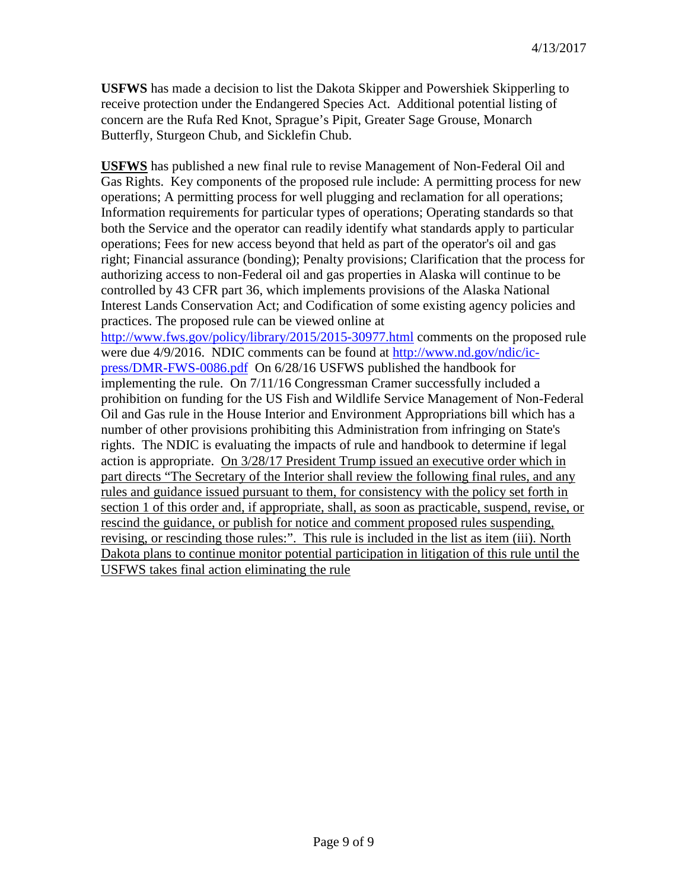**USFWS** has made a decision to list the Dakota Skipper and Powershiek Skipperling to receive protection under the Endangered Species Act. Additional potential listing of concern are the Rufa Red Knot, Sprague's Pipit, Greater Sage Grouse, Monarch Butterfly, Sturgeon Chub, and Sicklefin Chub.

**USFWS** has published a new final rule to revise Management of Non-Federal Oil and Gas Rights. Key components of the proposed rule include: A permitting process for new operations; A permitting process for well plugging and reclamation for all operations; Information requirements for particular types of operations; Operating standards so that both the Service and the operator can readily identify what standards apply to particular operations; Fees for new access beyond that held as part of the operator's oil and gas right; Financial assurance (bonding); Penalty provisions; Clarification that the process for authorizing access to non-Federal oil and gas properties in Alaska will continue to be controlled by 43 CFR part 36, which implements provisions of the Alaska National Interest Lands Conservation Act; and Codification of some existing agency policies and practices. The proposed rule can be viewed online at http://www.fws.gov/policy/library/2015/2015-30977.html comments on the proposed rule were due 4/9/2016. NDIC comments can be found at http://www.nd.gov/ndic/ic-press/DMR-FWS-0086.pdf On 6/28/16 USFWS published the handbook for implementing the rule. On 7/11/16 Congressman Cramer successfully included a prohibition on funding for the US Fish and Wildlife Service Management of Non-Federal Oil and Gas rule in the House Interior and Environment Appropriations bill which has a number of other provisions prohibiting this Administration from infringing on State's rights. The NDIC is evaluating the impacts of rule and handbook to determine if legal action is appropriate. On 3/28/17 President Trump issued an executive order which in part directs "The Secretary of the Interior shall review the following final rules, and any rules and guidance issued pursuant to them, for consistency with the policy set forth in section 1 of this order and, if appropriate, shall, as soon as practicable, suspend, revise, or rescind the guidance, or publish for notice and comment proposed rules suspending, revising, or rescinding those rules:". This rule is included in the list as item (iii). North Dakota plans to continue monitor potential participation in litigation of this rule until the USFWS takes final action eliminating the rule